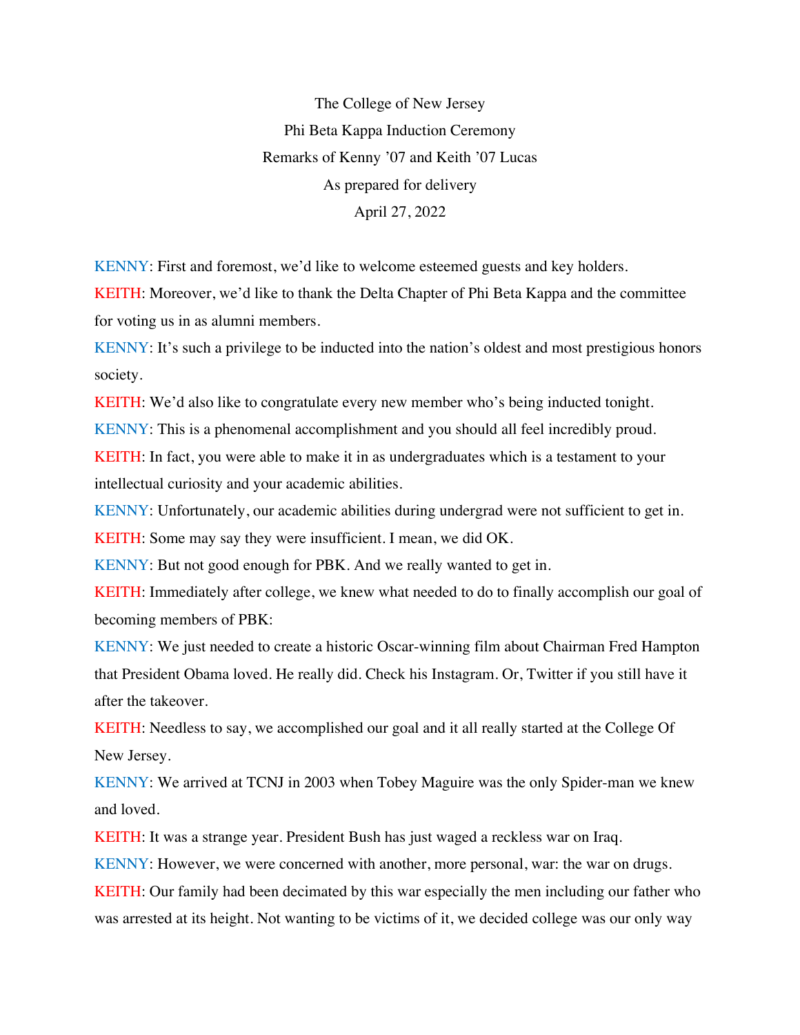The College of New Jersey

Phi Beta Kappa Induction Ceremony

Remarks of Kenny '07 and Keith '07 Lucas

As prepared for delivery

April 27, 2022

KENNY: First and foremost, we'd like to welcome esteemed guests and key holders.

KEITH: Moreover, we'd like to thank the Delta Chapter of Phi Beta Kappa and the committee for voting us in as alumni members.

KENNY: It's such a privilege to be inducted into the nation's oldest and most prestigious honors society.

KEITH: We'd also like to congratulate every new member who's being inducted tonight.

KENNY: This is a phenomenal accomplishment and you should all feel incredibly proud.

KEITH: In fact, you were able to make it in as undergraduates which is a testament to your intellectual curiosity and your academic abilities.

KENNY: Unfortunately, our academic abilities during undergrad were not sufficient to get in.

KEITH: Some may say they were insufficient. I mean, we did OK.

KENNY: But not good enough for PBK. And we really wanted to get in.

KEITH: Immediately after college, we knew what needed to do to finally accomplish our goal of becoming members of PBK:

KENNY: We just needed to create a historic Oscar-winning film about Chairman Fred Hampton that President Obama loved. He really did. Check his Instagram. Or, Twitter if you still have it after the takeover.

KEITH: Needless to say, we accomplished our goal and it all really started at the College Of New Jersey.

KENNY: We arrived at TCNJ in 2003 when Tobey Maguire was the only Spider-man we knew and loved.

KEITH: It was a strange year. President Bush has just waged a reckless war on Iraq.

KENNY: However, we were concerned with another, more personal, war: the war on drugs.

KEITH: Our family had been decimated by this war especially the men including our father who was arrested at its height. Not wanting to be victims of it, we decided college was our only way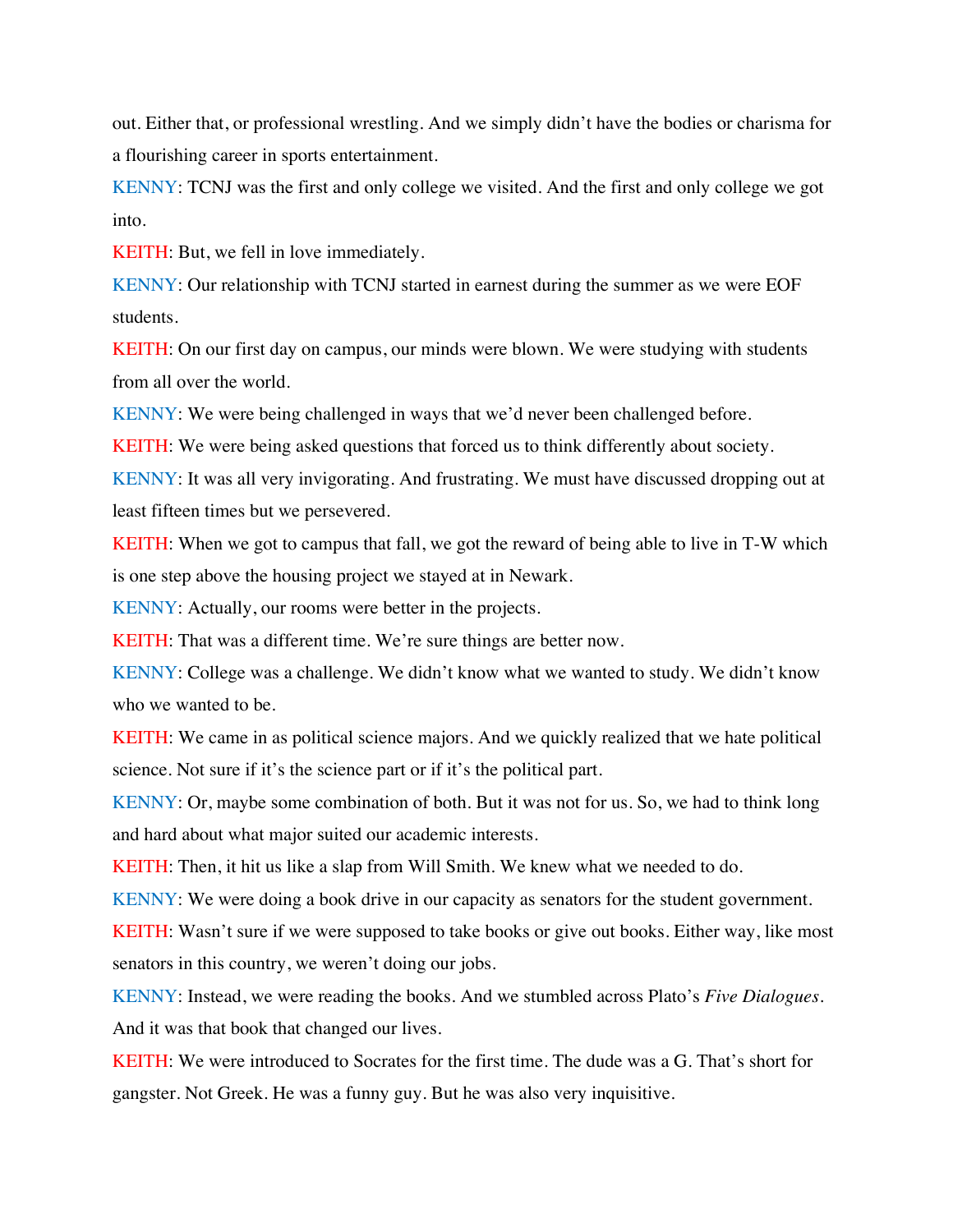out. Either that, or professional wrestling. And we simply didn't have the bodies or charisma for a flourishing career in sports entertainment.

KENNY: TCNJ was the first and only college we visited. And the first and only college we got into.

KEITH: But, we fell in love immediately.

KENNY: Our relationship with TCNJ started in earnest during the summer as we were EOF students.

KEITH: On our first day on campus, our minds were blown. We were studying with students from all over the world.

KENNY: We were being challenged in ways that we'd never been challenged before.

KEITH: We were being asked questions that forced us to think differently about society.

KENNY: It was all very invigorating. And frustrating. We must have discussed dropping out at least fifteen times but we persevered.

KEITH: When we got to campus that fall, we got the reward of being able to live in T-W which is one step above the housing project we stayed at in Newark.

KENNY: Actually, our rooms were better in the projects.

KEITH: That was a different time. We're sure things are better now.

KENNY: College was a challenge. We didn't know what we wanted to study. We didn't know who we wanted to be.

KEITH: We came in as political science majors. And we quickly realized that we hate political science. Not sure if it's the science part or if it's the political part.

KENNY: Or, maybe some combination of both. But it was not for us. So, we had to think long and hard about what major suited our academic interests.

KEITH: Then, it hit us like a slap from Will Smith. We knew what we needed to do.

KENNY: We were doing a book drive in our capacity as senators for the student government.

KEITH: Wasn't sure if we were supposed to take books or give out books. Either way, like most senators in this country, we weren't doing our jobs.

KENNY: Instead, we were reading the books. And we stumbled across Plato's *Five Dialogues*. And it was that book that changed our lives.

KEITH: We were introduced to Socrates for the first time. The dude was a G. That's short for gangster. Not Greek. He was a funny guy. But he was also very inquisitive.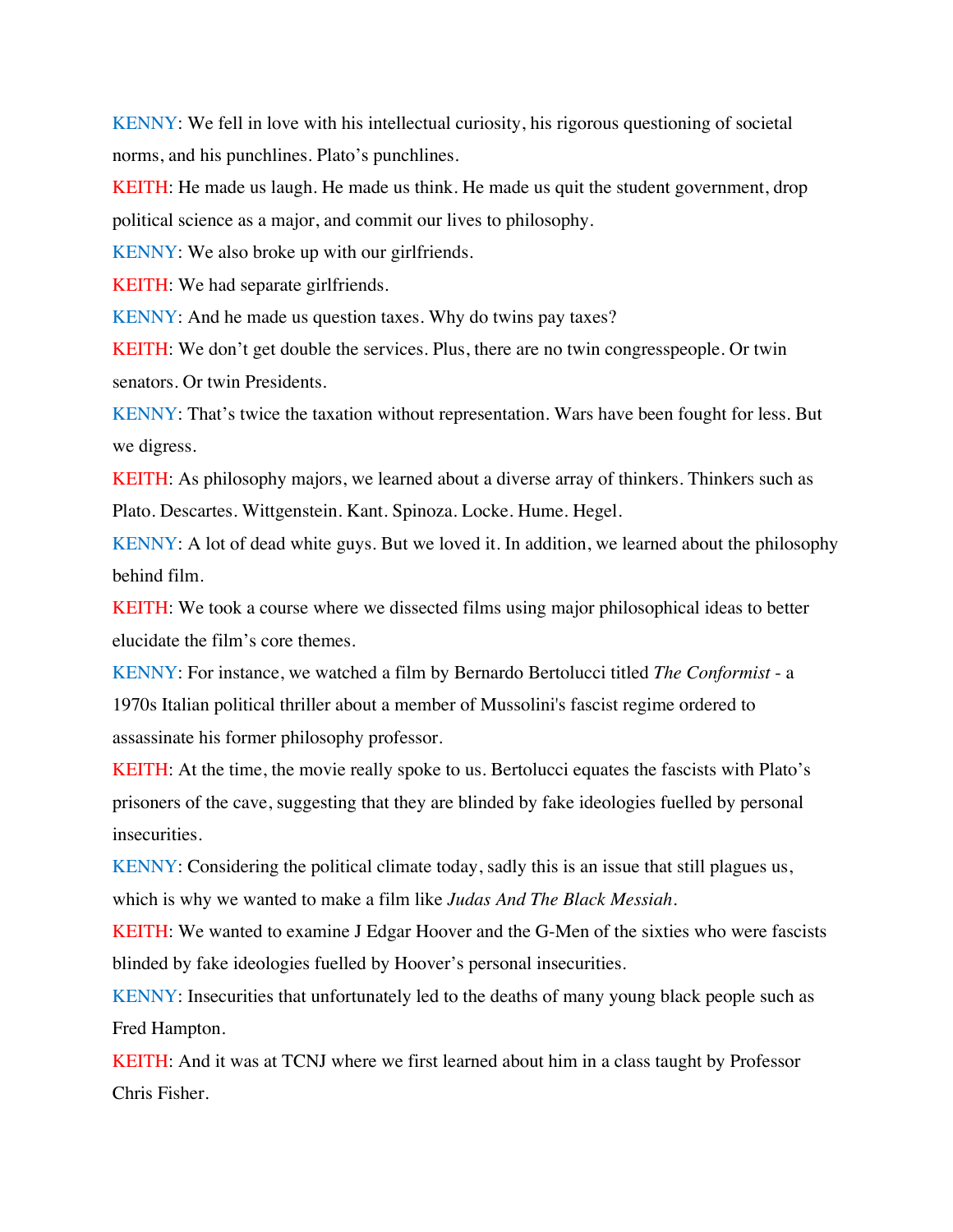KENNY: We fell in love with his intellectual curiosity, his rigorous questioning of societal norms, and his punchlines. Plato's punchlines.

KEITH: He made us laugh. He made us think. He made us quit the student government, drop political science as a major, and commit our lives to philosophy.

KENNY: We also broke up with our girlfriends.

KEITH: We had separate girlfriends.

KENNY: And he made us question taxes. Why do twins pay taxes?

KEITH: We don't get double the services. Plus, there are no twin congresspeople. Or twin senators. Or twin Presidents.

KENNY: That's twice the taxation without representation. Wars have been fought for less. But we digress.

KEITH: As philosophy majors, we learned about a diverse array of thinkers. Thinkers such as Plato. Descartes. Wittgenstein. Kant. Spinoza. Locke. Hume. Hegel.

KENNY: A lot of dead white guys. But we loved it. In addition, we learned about the philosophy behind film.

KEITH: We took a course where we dissected films using major philosophical ideas to better elucidate the film's core themes.

KENNY: For instance, we watched a film by Bernardo Bertolucci titled *The Conformist* - a 1970s Italian political thriller about a member of Mussolini's fascist regime ordered to assassinate his former philosophy professor.

KEITH: At the time, the movie really spoke to us. Bertolucci equates the fascists with Plato's prisoners of the cave, suggesting that they are blinded by fake ideologies fuelled by personal insecurities.

KENNY: Considering the political climate today, sadly this is an issue that still plagues us, which is why we wanted to make a film like *Judas And The Black Messiah*.

KEITH: We wanted to examine J Edgar Hoover and the G-Men of the sixties who were fascists blinded by fake ideologies fuelled by Hoover's personal insecurities.

KENNY: Insecurities that unfortunately led to the deaths of many young black people such as Fred Hampton.

KEITH: And it was at TCNJ where we first learned about him in a class taught by Professor Chris Fisher.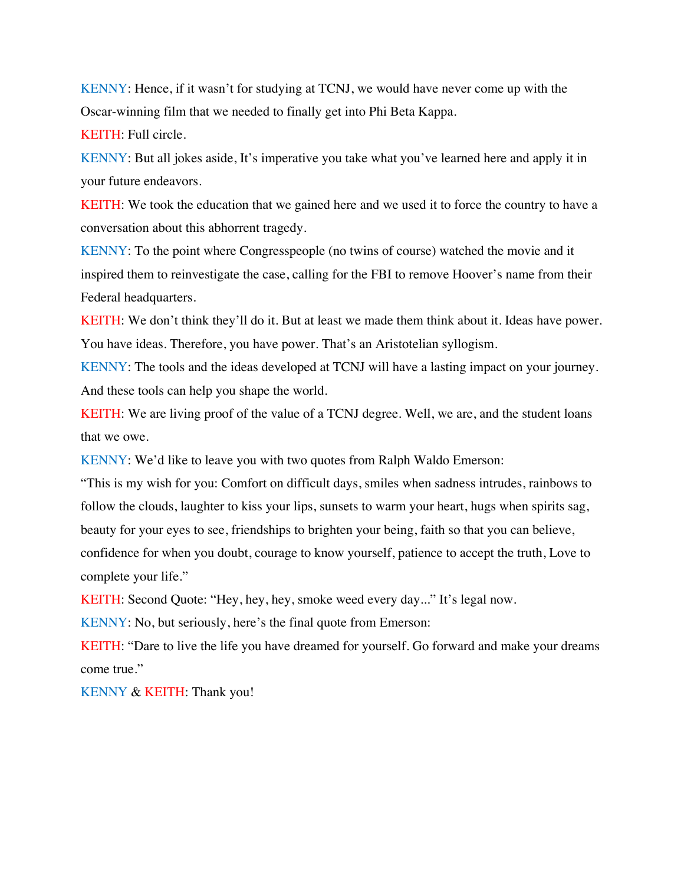KENNY: Hence, if it wasn't for studying at TCNJ, we would have never come up with the Oscar-winning film that we needed to finally get into Phi Beta Kappa.

KEITH: Full circle.

KENNY: But all jokes aside, It's imperative you take what you've learned here and apply it in your future endeavors.

KEITH: We took the education that we gained here and we used it to force the country to have a conversation about this abhorrent tragedy.

KENNY: To the point where Congresspeople (no twins of course) watched the movie and it inspired them to reinvestigate the case, calling for the FBI to remove Hoover's name from their Federal headquarters.

KEITH: We don't think they'll do it. But at least we made them think about it. Ideas have power. You have ideas. Therefore, you have power. That's an Aristotelian syllogism.

KENNY: The tools and the ideas developed at TCNJ will have a lasting impact on your journey. And these tools can help you shape the world.

KEITH: We are living proof of the value of a TCNJ degree. Well, we are, and the student loans that we owe.

KENNY: We'd like to leave you with two quotes from Ralph Waldo Emerson:
"This is my wish for you: Comfort on difficult days, smiles when sadness intrudes, rainbows to follow the clouds, laughter to kiss your lips, sunsets to warm your heart, hugs when spirits sag, beauty for your eyes to see, friendships to brighten your being, faith so that you can believe, confidence for when you doubt, courage to know yourself, patience to accept the truth, Love to complete your life."

KEITH: Second Quote: "Hey, hey, hey, smoke weed every day..." It's legal now.

KENNY: No, but seriously, here's the final quote from Emerson:

KEITH: "Dare to live the life you have dreamed for yourself. Go forward and make your dreams come true."

KENNY & KEITH: Thank you!